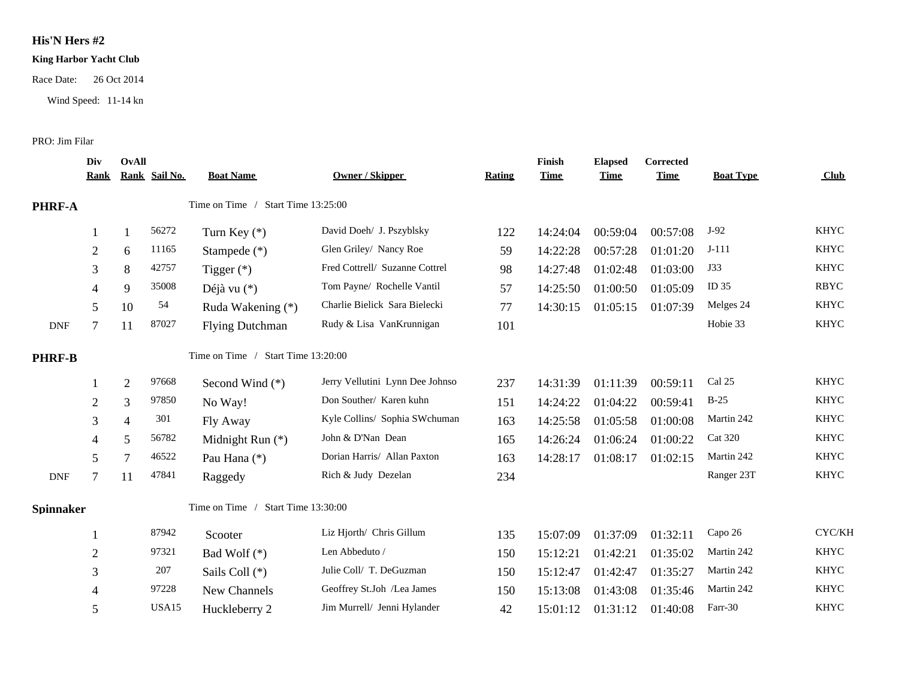# His'N Hers #2

**King Harbor Yacht Club**

Race Date: 26 Oct 2014

Wind Speed: 11-14 kn

PRO: Jim Filar

| | Div Rank | OvAll Rank | Sail No. | Boat Name | Owner / Skipper | Rating | Finish Time | Elapsed Time | Corrected Time | Boat Type | Club |
|---|---|---|---|---|---|---|---|---|---|---|---|
| **PHRF-A** | | | Time on Time / Start Time 13:25:00 | | | | | | | | |
| | 1 | 1 | 56272 | Turn Key (*) | David Doeh/ J. Pszyblsky | 122 | 14:24:04 | 00:59:04 | 00:57:08 | J-92 | KHYC |
| | 2 | 6 | 11165 | Stampede (*) | Glen Griley/ Nancy Roe | 59 | 14:22:28 | 00:57:28 | 01:01:20 | J-111 | KHYC |
| | 3 | 8 | 42757 | Tigger (*) | Fred Cottrell/ Suzanne Cottrel | 98 | 14:27:48 | 01:02:48 | 01:03:00 | J33 | KHYC |
| | 4 | 9 | 35008 | Déjà vu (*) | Tom Payne/ Rochelle Vantil | 57 | 14:25:50 | 01:00:50 | 01:05:09 | ID 35 | RBYC |
| | 5 | 10 | 54 | Ruda Wakening (*) | Charlie Bielick Sara Bielecki | 77 | 14:30:15 | 01:05:15 | 01:07:39 | Melges 24 | KHYC |
| DNF | 7 | 11 | 87027 | Flying Dutchman | Rudy & Lisa VanKrunnigan | 101 | | | | Hobie 33 | KHYC |
| **PHRF-B** | | | Time on Time / Start Time 13:20:00 | | | | | | | | |
| | 1 | 2 | 97668 | Second Wind (*) | Jerry Vellutini Lynn Dee Johnso | 237 | 14:31:39 | 01:11:39 | 00:59:11 | Cal 25 | KHYC |
| | 2 | 3 | 97850 | No Way! | Don Souther/ Karen kuhn | 151 | 14:24:22 | 01:04:22 | 00:59:41 | B-25 | KHYC |
| | 3 | 4 | 301 | Fly Away | Kyle Collins/ Sophia SWchuman | 163 | 14:25:58 | 01:05:58 | 01:00:08 | Martin 242 | KHYC |
| | 4 | 5 | 56782 | Midnight Run (*) | John & D'Nan Dean | 165 | 14:26:24 | 01:06:24 | 01:00:22 | Cat 320 | KHYC |
| | 5 | 7 | 46522 | Pau Hana (*) | Dorian Harris/ Allan Paxton | 163 | 14:28:17 | 01:08:17 | 01:02:15 | Martin 242 | KHYC |
| DNF | 7 | 11 | 47841 | Raggedy | Rich & Judy Dezelan | 234 | | | | Ranger 23T | KHYC |
| **Spinnaker** | | | Time on Time / Start Time 13:30:00 | | | | | | | | |
| | 1 | | 87942 | Scooter | Liz Hjorth/ Chris Gillum | 135 | 15:07:09 | 01:37:09 | 01:32:11 | Capo 26 | CYC/KH |
| | 2 | | 97321 | Bad Wolf (*) | Len Abbeduto / | 150 | 15:12:21 | 01:42:21 | 01:35:02 | Martin 242 | KHYC |
| | 3 | | 207 | Sails Coll (*) | Julie Coll/ T. DeGuzman | 150 | 15:12:47 | 01:42:47 | 01:35:27 | Martin 242 | KHYC |
| | 4 | | 97228 | New Channels | Geoffrey St.Joh /Lea James | 150 | 15:13:08 | 01:43:08 | 01:35:46 | Martin 242 | KHYC |
| | 5 | | USA15 | Huckleberry 2 | Jim Murrell/ Jenni Hylander | 42 | 15:01:12 | 01:31:12 | 01:40:08 | Farr-30 | KHYC |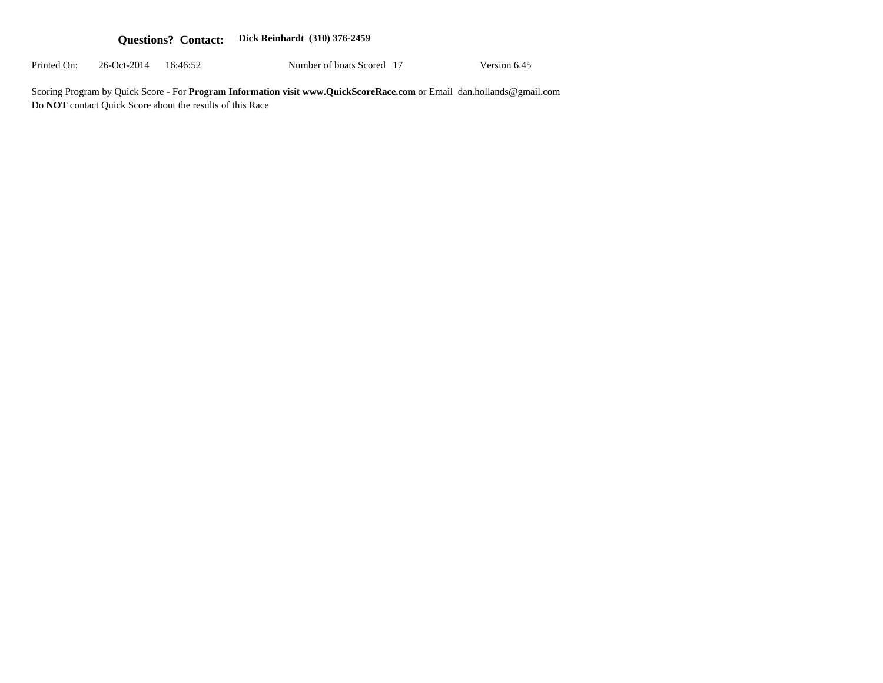**Questions? Contact:** **Dick Reinhardt (310) 376-2459**

Printed On: 26-Oct-2014 16:46:52 Number of boats Scored 17 Version 6.45

Scoring Program by Quick Score - For **Program Information visit www.QuickScoreRace.com** or Email dan.hollands@gmail.com
Do **NOT** contact Quick Score about the results of this Race